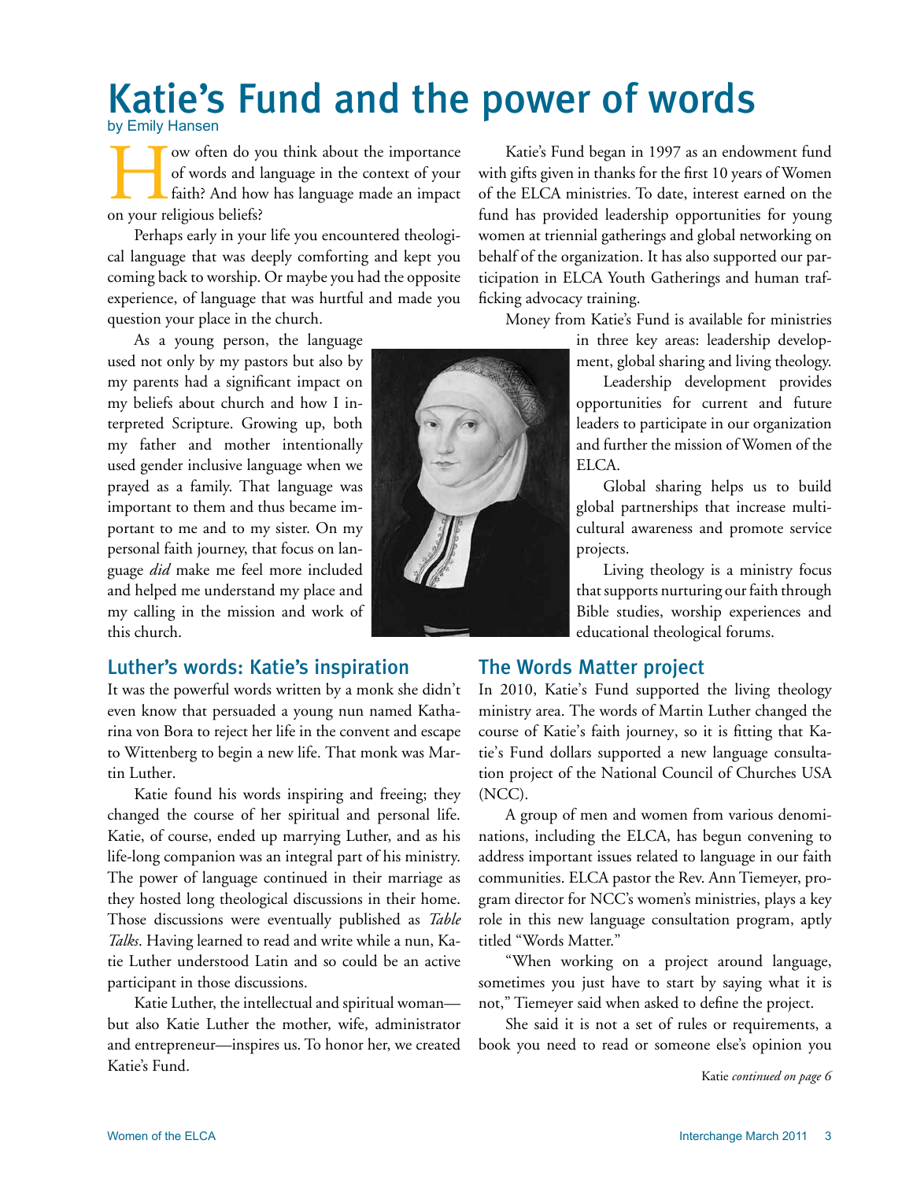# Katie's Fund and the power of words

by Emily Hansen

How often do you think about the importance of words and language in the context of your faith? And how has language made an impact on your religious beliefs?

Perhaps early in your life you encountered theological language that was deeply comforting and kept you coming back to worship. Or maybe you had the opposite experience, of language that was hurtful and made you question your place in the church.

As a young person, the language used not only by my pastors but also by my parents had a significant impact on my beliefs about church and how I interpreted Scripture. Growing up, both my father and mother intentionally used gender inclusive language when we prayed as a family. That language was important to them and thus became important to me and to my sister. On my personal faith journey, that focus on language *did* make me feel more included and helped me understand my place and my calling in the mission and work of this church.

## Luther's words: Katie's inspiration

It was the powerful words written by a monk she didn't even know that persuaded a young nun named Katharina von Bora to reject her life in the convent and escape to Wittenberg to begin a new life. That monk was Martin Luther.

Katie found his words inspiring and freeing; they changed the course of her spiritual and personal life. Katie, of course, ended up marrying Luther, and as his life-long companion was an integral part of his ministry. The power of language continued in their marriage as they hosted long theological discussions in their home. Those discussions were eventually published as *Table Talks*. Having learned to read and write while a nun, Katie Luther understood Latin and so could be an active participant in those discussions.

Katie Luther, the intellectual and spiritual woman—but also Katie Luther the mother, wife, administrator and entrepreneur—inspires us. To honor her, we created Katie's Fund.

Katie's Fund began in 1997 as an endowment fund with gifts given in thanks for the first 10 years of Women of the ELCA ministries. To date, interest earned on the fund has provided leadership opportunities for young women at triennial gatherings and global networking on behalf of the organization. It has also supported our participation in ELCA Youth Gatherings and human trafficking advocacy training.

Money from Katie's Fund is available for ministries in three key areas: leadership development, global sharing and living theology.

Leadership development provides opportunities for current and future leaders to participate in our organization and further the mission of Women of the ELCA.

Global sharing helps us to build global partnerships that increase multicultural awareness and promote service projects.

Living theology is a ministry focus that supports nurturing our faith through Bible studies, worship experiences and educational theological forums.

## The Words Matter project

In 2010, Katie's Fund supported the living theology ministry area. The words of Martin Luther changed the course of Katie's faith journey, so it is fitting that Katie's Fund dollars supported a new language consultation project of the National Council of Churches USA (NCC).

A group of men and women from various denominations, including the ELCA, has begun convening to address important issues related to language in our faith communities. ELCA pastor the Rev. Ann Tiemeyer, program director for NCC's women's ministries, plays a key role in this new language consultation program, aptly titled "Words Matter."

"When working on a project around language, sometimes you just have to start by saying what it is not," Tiemeyer said when asked to define the project.

She said it is not a set of rules or requirements, a book you need to read or someone else's opinion you

Katie *continued on page 6*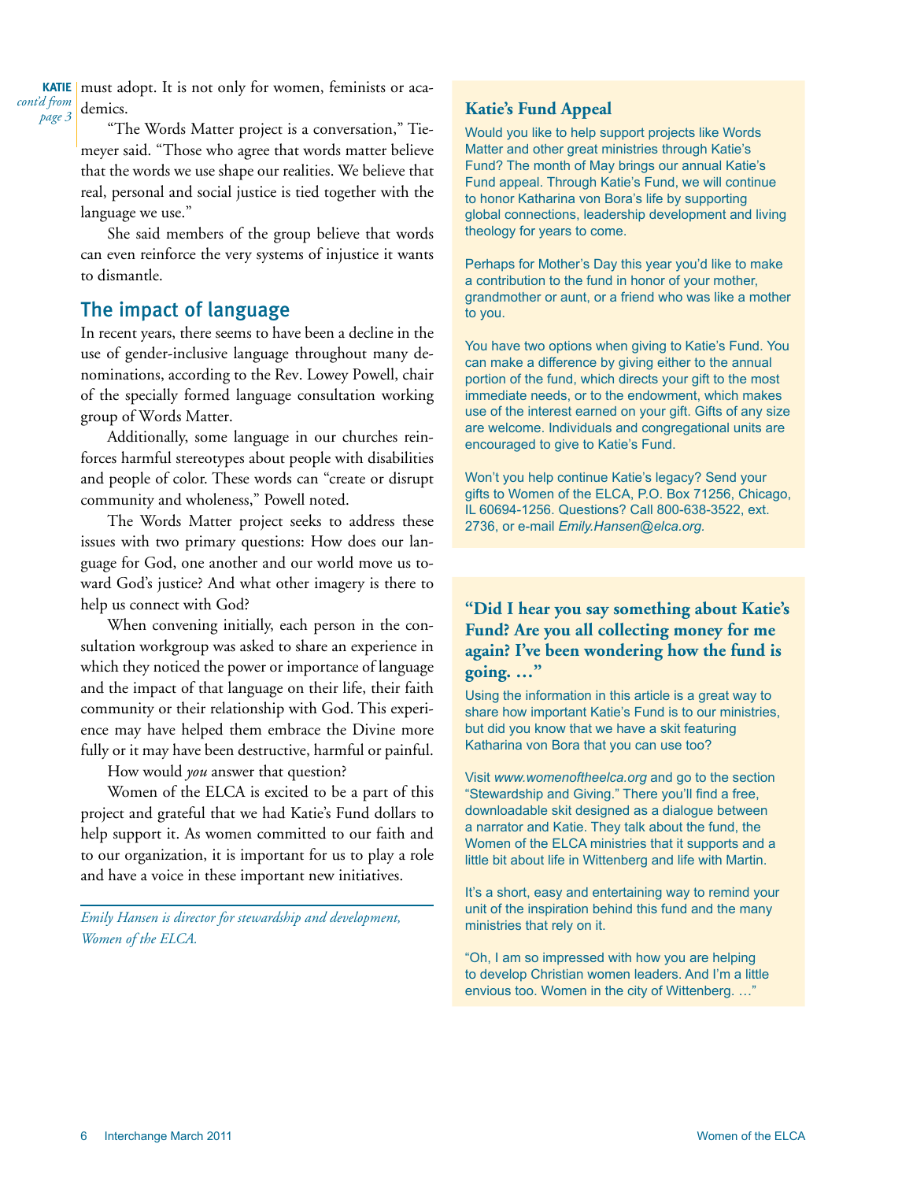**KATIE** *cont'd from page 3*

must adopt. It is not only for women, feminists or academics.

"The Words Matter project is a conversation," Tiemeyer said. "Those who agree that words matter believe that the words we use shape our realities. We believe that real, personal and social justice is tied together with the language we use."

She said members of the group believe that words can even reinforce the very systems of injustice it wants to dismantle.

## The impact of language

In recent years, there seems to have been a decline in the use of gender-inclusive language throughout many denominations, according to the Rev. Lowey Powell, chair of the specially formed language consultation working group of Words Matter.

Additionally, some language in our churches reinforces harmful stereotypes about people with disabilities and people of color. These words can "create or disrupt community and wholeness," Powell noted.

The Words Matter project seeks to address these issues with two primary questions: How does our language for God, one another and our world move us toward God's justice? And what other imagery is there to help us connect with God?

When convening initially, each person in the consultation workgroup was asked to share an experience in which they noticed the power or importance of language and the impact of that language on their life, their faith community or their relationship with God. This experience may have helped them embrace the Divine more fully or it may have been destructive, harmful or painful.

How would *you* answer that question?

Women of the ELCA is excited to be a part of this project and grateful that we had Katie's Fund dollars to help support it. As women committed to our faith and to our organization, it is important for us to play a role and have a voice in these important new initiatives.

*Emily Hansen is director for stewardship and development, Women of the ELCA.*

### Katie's Fund Appeal

Would you like to help support projects like Words Matter and other great ministries through Katie's Fund? The month of May brings our annual Katie's Fund appeal. Through Katie's Fund, we will continue to honor Katharina von Bora's life by supporting global connections, leadership development and living theology for years to come.

Perhaps for Mother's Day this year you'd like to make a contribution to the fund in honor of your mother, grandmother or aunt, or a friend who was like a mother to you.

You have two options when giving to Katie's Fund. You can make a difference by giving either to the annual portion of the fund, which directs your gift to the most immediate needs, or to the endowment, which makes use of the interest earned on your gift. Gifts of any size are welcome. Individuals and congregational units are encouraged to give to Katie's Fund.

Won't you help continue Katie's legacy? Send your gifts to Women of the ELCA, P.O. Box 71256, Chicago, IL 60694-1256. Questions? Call 800-638-3522, ext. 2736, or e-mail *Emily.Hansen@elca.org.*

### "Did I hear you say something about Katie's Fund? Are you all collecting money for me again? I've been wondering how the fund is going. …"

Using the information in this article is a great way to share how important Katie's Fund is to our ministries, but did you know that we have a skit featuring Katharina von Bora that you can use too?

Visit *www.womenoftheelca.org* and go to the section "Stewardship and Giving." There you'll find a free, downloadable skit designed as a dialogue between a narrator and Katie. They talk about the fund, the Women of the ELCA ministries that it supports and a little bit about life in Wittenberg and life with Martin.

It's a short, easy and entertaining way to remind your unit of the inspiration behind this fund and the many ministries that rely on it.

"Oh, I am so impressed with how you are helping to develop Christian women leaders. And I'm a little envious too. Women in the city of Wittenberg. …"